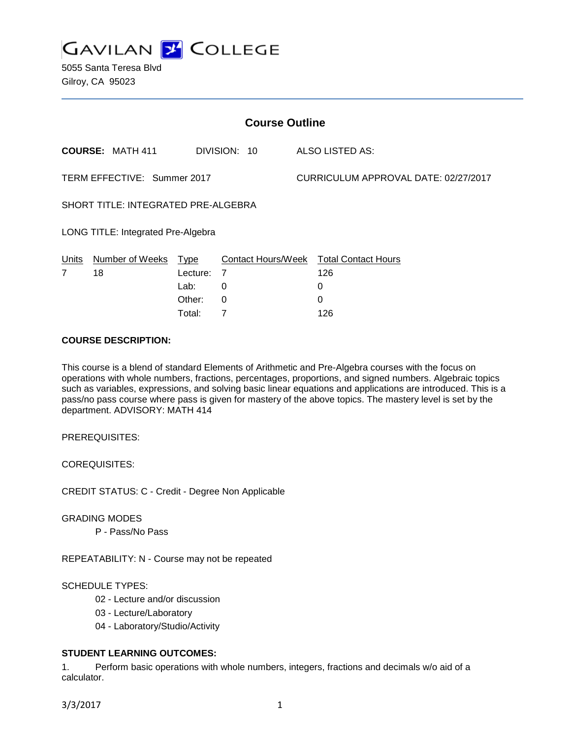# GAVILAN COLLEGE

5055 Santa Teresa Blvd
Gilroy, CA 95023

## Course Outline

**COURSE:** MATH 411 DIVISION: 10 ALSO LISTED AS:

TERM EFFECTIVE: Summer 2017 CURRICULUM APPROVAL DATE: 02/27/2017

SHORT TITLE: INTEGRATED PRE-ALGEBRA

LONG TITLE: Integrated Pre-Algebra

| Units | Number of Weeks | Type | Contact Hours/Week | Total Contact Hours |
|---|---|---|---|---|
| 7 | 18 | Lecture: | 7 | 126 |
| | | Lab: | 0 | 0 |
| | | Other: | 0 | 0 |
| | | Total: | 7 | 126 |

**COURSE DESCRIPTION:**

This course is a blend of standard Elements of Arithmetic and Pre-Algebra courses with the focus on operations with whole numbers, fractions, percentages, proportions, and signed numbers. Algebraic topics such as variables, expressions, and solving basic linear equations and applications are introduced. This is a pass/no pass course where pass is given for mastery of the above topics. The mastery level is set by the department. ADVISORY: MATH 414

PREREQUISITES:

COREQUISITES:

CREDIT STATUS: C - Credit - Degree Non Applicable

GRADING MODES

P - Pass/No Pass

REPEATABILITY: N - Course may not be repeated

SCHEDULE TYPES:

02 - Lecture and/or discussion
03 - Lecture/Laboratory
04 - Laboratory/Studio/Activity

**STUDENT LEARNING OUTCOMES:**

1. Perform basic operations with whole numbers, integers, fractions and decimals w/o aid of a calculator.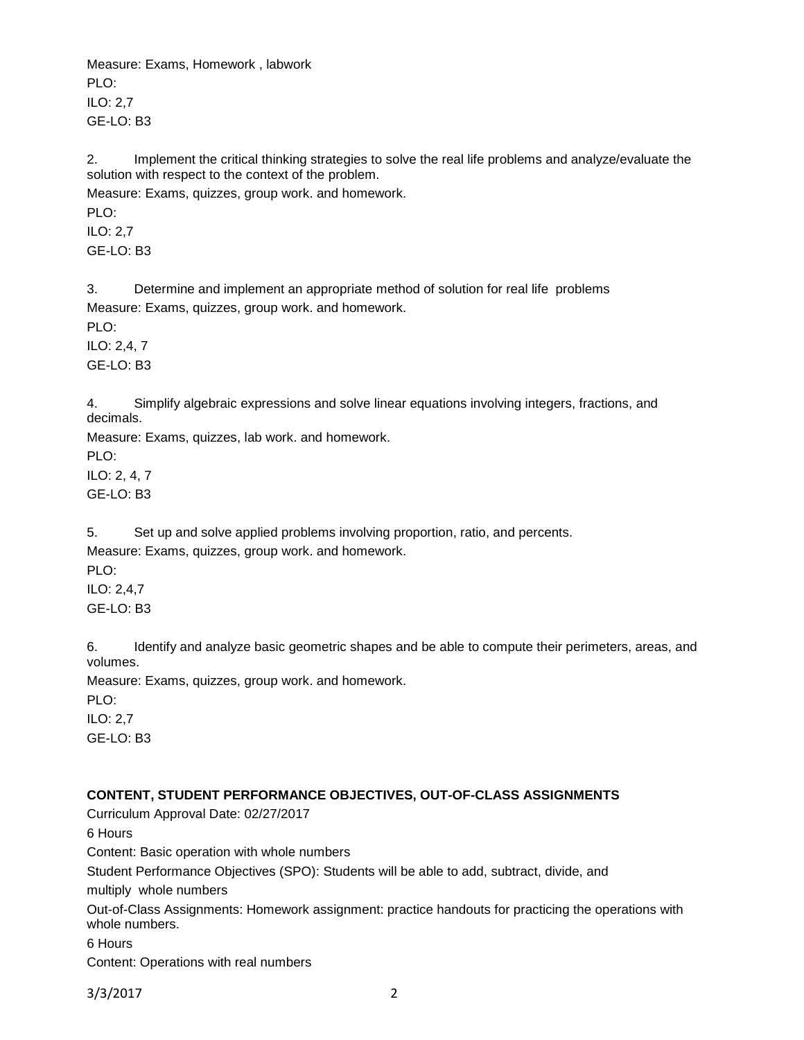Measure: Exams, Homework , labwork

PLO:

ILO: 2,7

GE-LO: B3

2. Implement the critical thinking strategies to solve the real life problems and analyze/evaluate the solution with respect to the context of the problem.

Measure: Exams, quizzes, group work. and homework.

PLO:

ILO: 2,7

GE-LO: B3

3. Determine and implement an appropriate method of solution for real life problems

Measure: Exams, quizzes, group work. and homework.

PLO:

ILO: 2,4, 7

GE-LO: B3

4. Simplify algebraic expressions and solve linear equations involving integers, fractions, and decimals.

Measure: Exams, quizzes, lab work. and homework.

PLO:

ILO: 2, 4, 7

GE-LO: B3

5. Set up and solve applied problems involving proportion, ratio, and percents.

Measure: Exams, quizzes, group work. and homework.

PLO:

ILO: 2,4,7

GE-LO: B3

6. Identify and analyze basic geometric shapes and be able to compute their perimeters, areas, and volumes.

Measure: Exams, quizzes, group work. and homework.

PLO:

ILO: 2,7

GE-LO: B3

**CONTENT, STUDENT PERFORMANCE OBJECTIVES, OUT-OF-CLASS ASSIGNMENTS**

Curriculum Approval Date: 02/27/2017

6 Hours

Content: Basic operation with whole numbers

Student Performance Objectives (SPO): Students will be able to add, subtract, divide, and multiply whole numbers

Out-of-Class Assignments: Homework assignment: practice handouts for practicing the operations with whole numbers.

6 Hours

Content: Operations with real numbers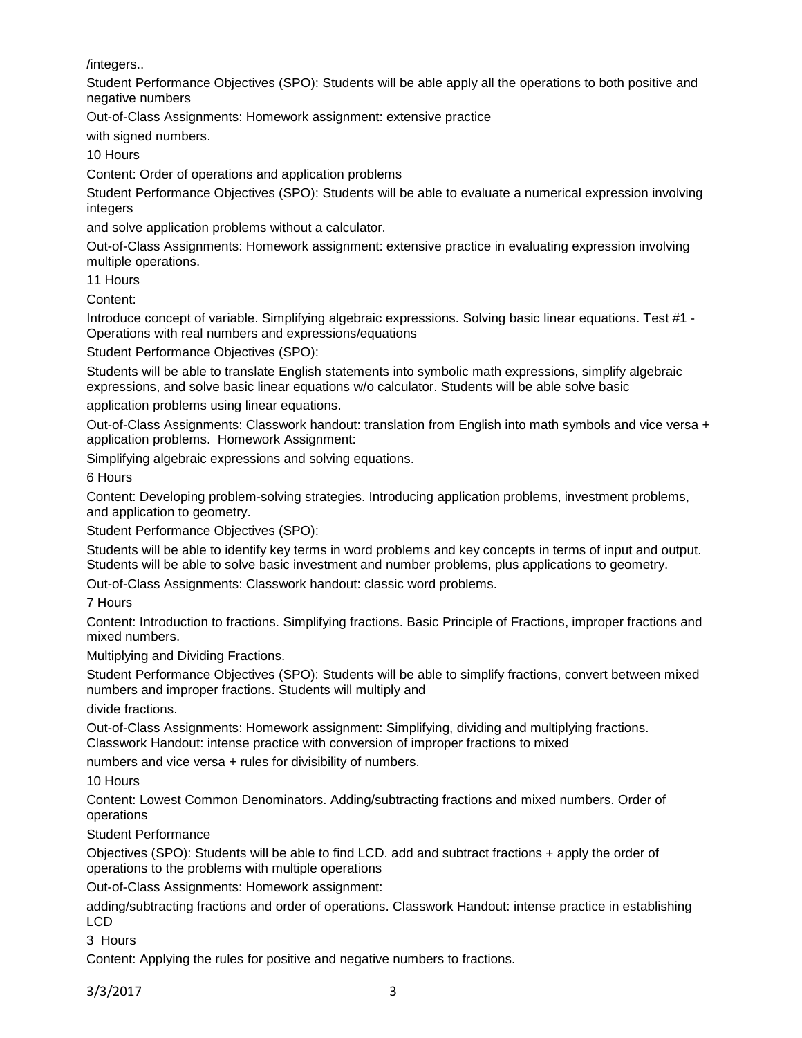/integers..

Student Performance Objectives (SPO): Students will be able apply all the operations to both positive and negative numbers

Out-of-Class Assignments: Homework assignment: extensive practice with signed numbers.

10 Hours

Content: Order of operations and application problems

Student Performance Objectives (SPO): Students will be able to evaluate a numerical expression involving integers and solve application problems without a calculator.

Out-of-Class Assignments: Homework assignment: extensive practice in evaluating expression involving multiple operations.

11 Hours

Content:

Introduce concept of variable. Simplifying algebraic expressions. Solving basic linear equations. Test #1 - Operations with real numbers and expressions/equations

Student Performance Objectives (SPO):

Students will be able to translate English statements into symbolic math expressions, simplify algebraic expressions, and solve basic linear equations w/o calculator. Students will be able solve basic application problems using linear equations.

Out-of-Class Assignments: Classwork handout: translation from English into math symbols and vice versa + application problems. Homework Assignment:

Simplifying algebraic expressions and solving equations.

6 Hours

Content: Developing problem-solving strategies. Introducing application problems, investment problems, and application to geometry.

Student Performance Objectives (SPO):

Students will be able to identify key terms in word problems and key concepts in terms of input and output. Students will be able to solve basic investment and number problems, plus applications to geometry.

Out-of-Class Assignments: Classwork handout: classic word problems.

7 Hours

Content: Introduction to fractions. Simplifying fractions. Basic Principle of Fractions, improper fractions and mixed numbers.

Multiplying and Dividing Fractions.

Student Performance Objectives (SPO): Students will be able to simplify fractions, convert between mixed numbers and improper fractions. Students will multiply and divide fractions.

Out-of-Class Assignments: Homework assignment: Simplifying, dividing and multiplying fractions. Classwork Handout: intense practice with conversion of improper fractions to mixed numbers and vice versa + rules for divisibility of numbers.

10 Hours

Content: Lowest Common Denominators. Adding/subtracting fractions and mixed numbers. Order of operations

Student Performance

Objectives (SPO): Students will be able to find LCD. add and subtract fractions + apply the order of operations to the problems with multiple operations

Out-of-Class Assignments: Homework assignment:

adding/subtracting fractions and order of operations. Classwork Handout: intense practice in establishing LCD

3 Hours

Content: Applying the rules for positive and negative numbers to fractions.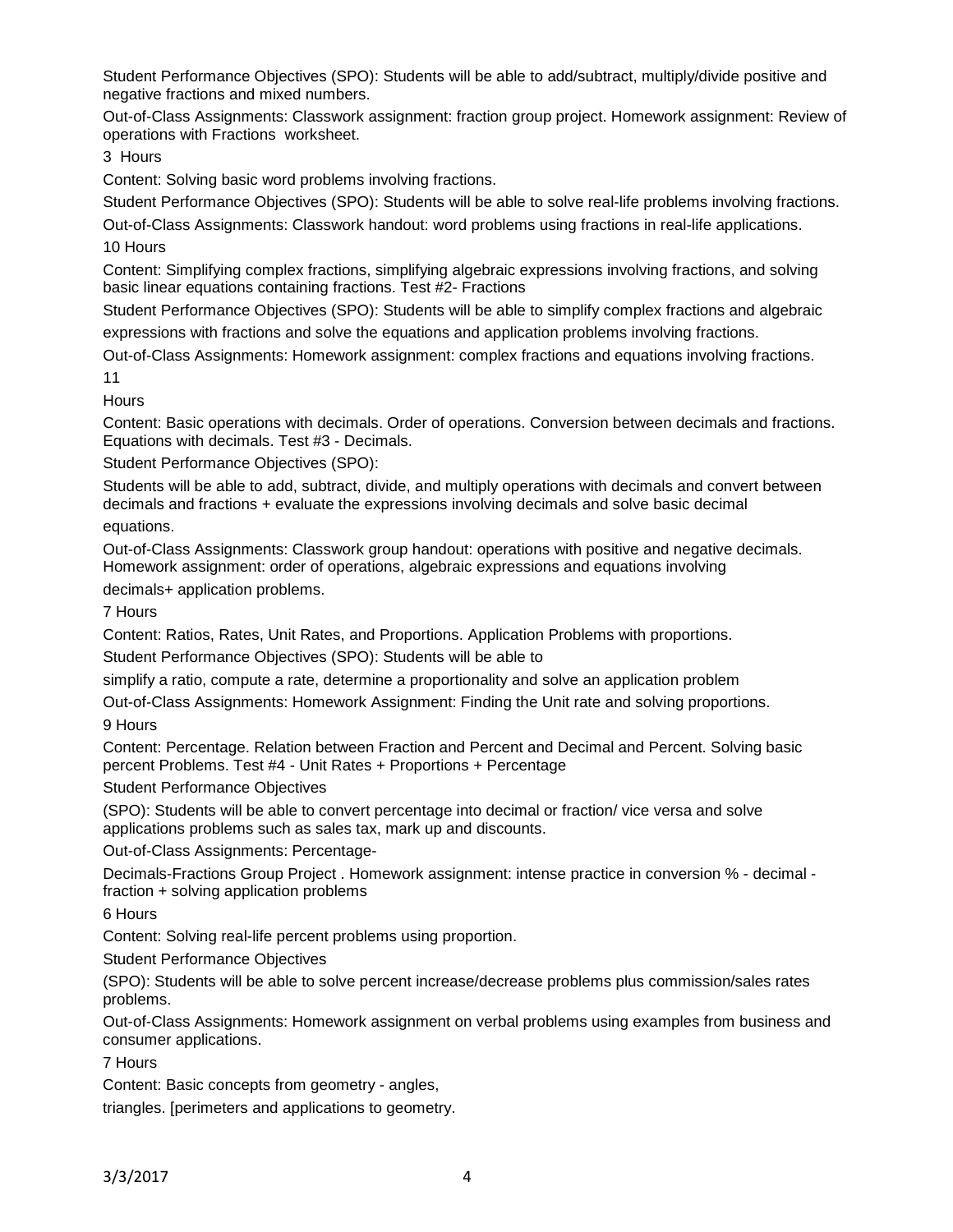Student Performance Objectives (SPO): Students will be able to add/subtract, multiply/divide positive and negative fractions and mixed numbers.

Out-of-Class Assignments: Classwork assignment: fraction group project. Homework assignment: Review of operations with Fractions worksheet.

3 Hours

Content: Solving basic word problems involving fractions.

Student Performance Objectives (SPO): Students will be able to solve real-life problems involving fractions.

Out-of-Class Assignments: Classwork handout: word problems using fractions in real-life applications.

10 Hours

Content: Simplifying complex fractions, simplifying algebraic expressions involving fractions, and solving basic linear equations containing fractions. Test #2- Fractions

Student Performance Objectives (SPO): Students will be able to simplify complex fractions and algebraic expressions with fractions and solve the equations and application problems involving fractions.

Out-of-Class Assignments: Homework assignment: complex fractions and equations involving fractions.

11

Hours

Content: Basic operations with decimals. Order of operations. Conversion between decimals and fractions. Equations with decimals. Test #3 - Decimals.

Student Performance Objectives (SPO):

Students will be able to add, subtract, divide, and multiply operations with decimals and convert between decimals and fractions + evaluate the expressions involving decimals and solve basic decimal equations.

Out-of-Class Assignments: Classwork group handout: operations with positive and negative decimals. Homework assignment: order of operations, algebraic expressions and equations involving decimals+ application problems.

7 Hours

Content: Ratios, Rates, Unit Rates, and Proportions. Application Problems with proportions.

Student Performance Objectives (SPO): Students will be able to

simplify a ratio, compute a rate, determine a proportionality and solve an application problem

Out-of-Class Assignments: Homework Assignment: Finding the Unit rate and solving proportions.

9 Hours

Content: Percentage. Relation between Fraction and Percent and Decimal and Percent. Solving basic percent Problems. Test #4 - Unit Rates + Proportions + Percentage

Student Performance Objectives

(SPO): Students will be able to convert percentage into decimal or fraction/ vice versa and solve applications problems such as sales tax, mark up and discounts.

Out-of-Class Assignments: Percentage-

Decimals-Fractions Group Project . Homework assignment: intense practice in conversion % - decimal - fraction + solving application problems

6 Hours

Content: Solving real-life percent problems using proportion.

Student Performance Objectives

(SPO): Students will be able to solve percent increase/decrease problems plus commission/sales rates problems.

Out-of-Class Assignments: Homework assignment on verbal problems using examples from business and consumer applications.

7 Hours

Content: Basic concepts from geometry - angles,

triangles. [perimeters and applications to geometry.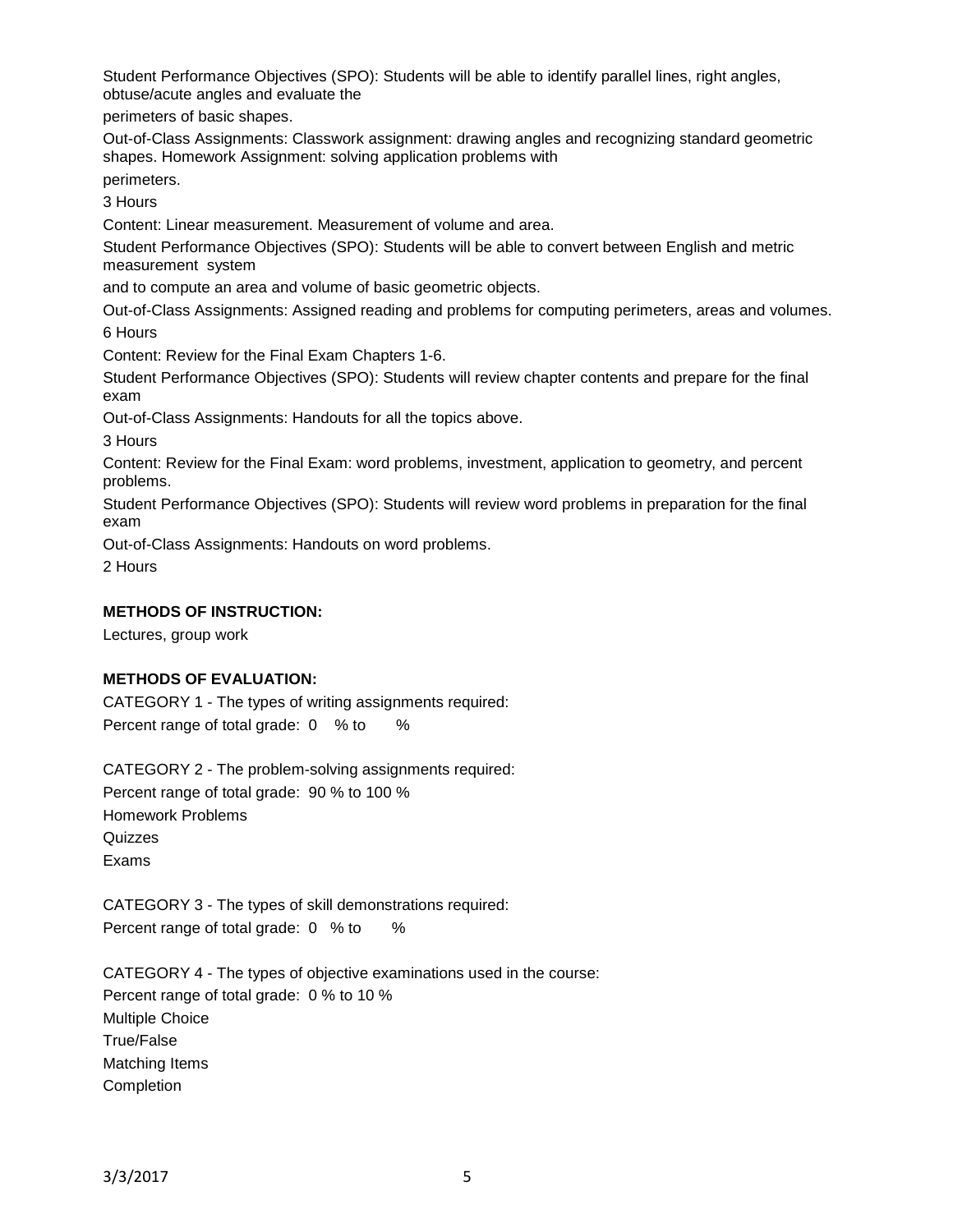Student Performance Objectives (SPO): Students will be able to identify parallel lines, right angles, obtuse/acute angles and evaluate the

perimeters of basic shapes.

Out-of-Class Assignments: Classwork assignment: drawing angles and recognizing standard geometric shapes. Homework Assignment: solving application problems with

perimeters.

3 Hours

Content: Linear measurement. Measurement of volume and area.

Student Performance Objectives (SPO): Students will be able to convert between English and metric measurement system

and to compute an area and volume of basic geometric objects.

Out-of-Class Assignments: Assigned reading and problems for computing perimeters, areas and volumes.

6 Hours

Content: Review for the Final Exam Chapters 1-6.

Student Performance Objectives (SPO): Students will review chapter contents and prepare for the final exam

Out-of-Class Assignments: Handouts for all the topics above.

3 Hours

Content: Review for the Final Exam: word problems, investment, application to geometry, and percent problems.

Student Performance Objectives (SPO): Students will review word problems in preparation for the final exam

Out-of-Class Assignments: Handouts on word problems.

2 Hours

**METHODS OF INSTRUCTION:**

Lectures, group work

**METHODS OF EVALUATION:**

CATEGORY 1 - The types of writing assignments required:
Percent range of total grade: 0 % to %

CATEGORY 2 - The problem-solving assignments required:
Percent range of total grade: 90 % to 100 %
Homework Problems
Quizzes
Exams

CATEGORY 3 - The types of skill demonstrations required:
Percent range of total grade: 0 % to %

CATEGORY 4 - The types of objective examinations used in the course:
Percent range of total grade: 0 % to 10 %
Multiple Choice
True/False
Matching Items
Completion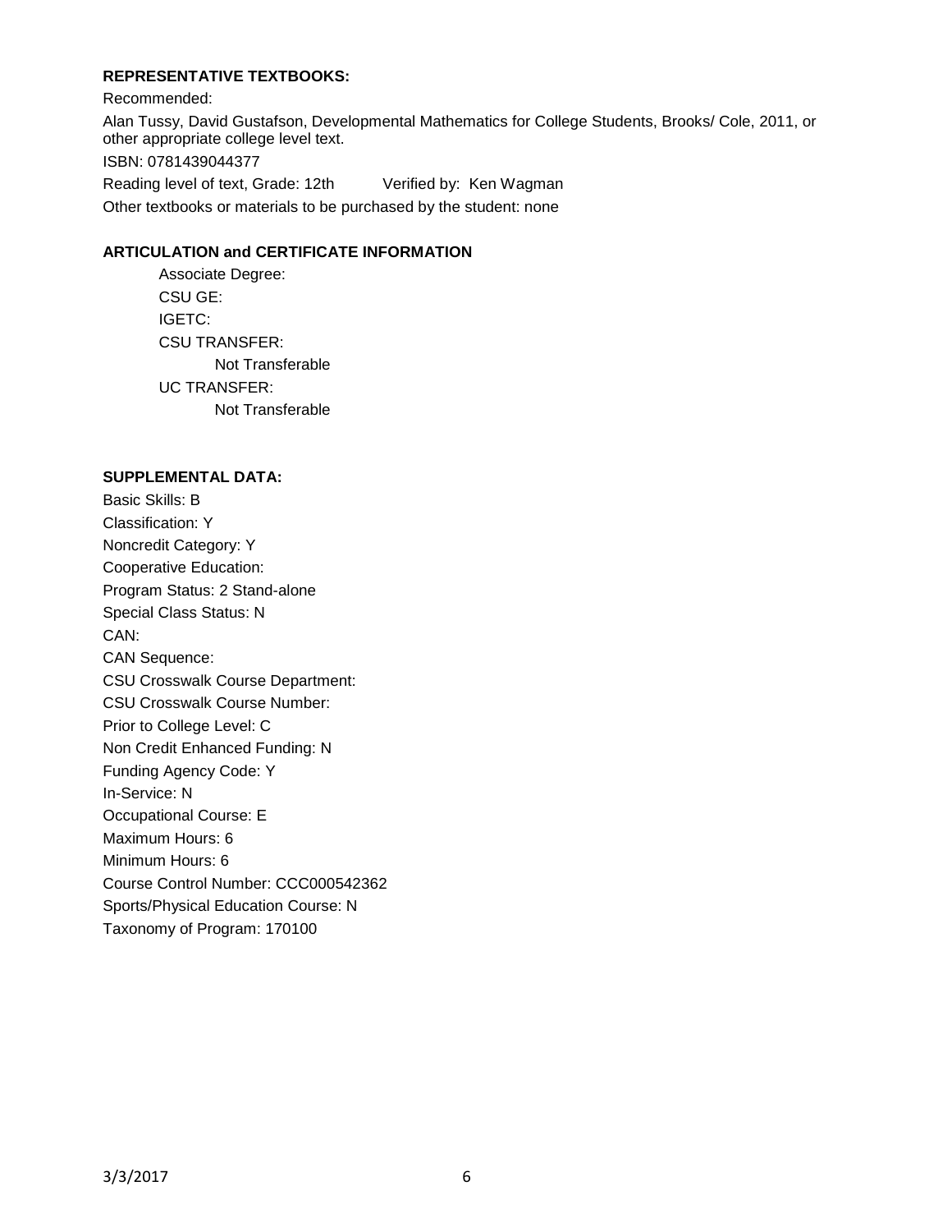**REPRESENTATIVE TEXTBOOKS:**

Recommended:

Alan Tussy, David Gustafson, Developmental Mathematics for College Students, Brooks/ Cole, 2011, or other appropriate college level text.

ISBN: 0781439044377

Reading level of text, Grade: 12th Verified by: Ken Wagman

Other textbooks or materials to be purchased by the student: none

**ARTICULATION and CERTIFICATE INFORMATION**

Associate Degree:
CSU GE:
IGETC:
CSU TRANSFER:
Not Transferable
UC TRANSFER:
Not Transferable

**SUPPLEMENTAL DATA:**

Basic Skills: B
Classification: Y
Noncredit Category: Y
Cooperative Education:
Program Status: 2 Stand-alone
Special Class Status: N
CAN:
CAN Sequence:
CSU Crosswalk Course Department:
CSU Crosswalk Course Number:
Prior to College Level: C
Non Credit Enhanced Funding: N
Funding Agency Code: Y
In-Service: N
Occupational Course: E
Maximum Hours: 6
Minimum Hours: 6
Course Control Number: CCC000542362
Sports/Physical Education Course: N
Taxonomy of Program: 170100